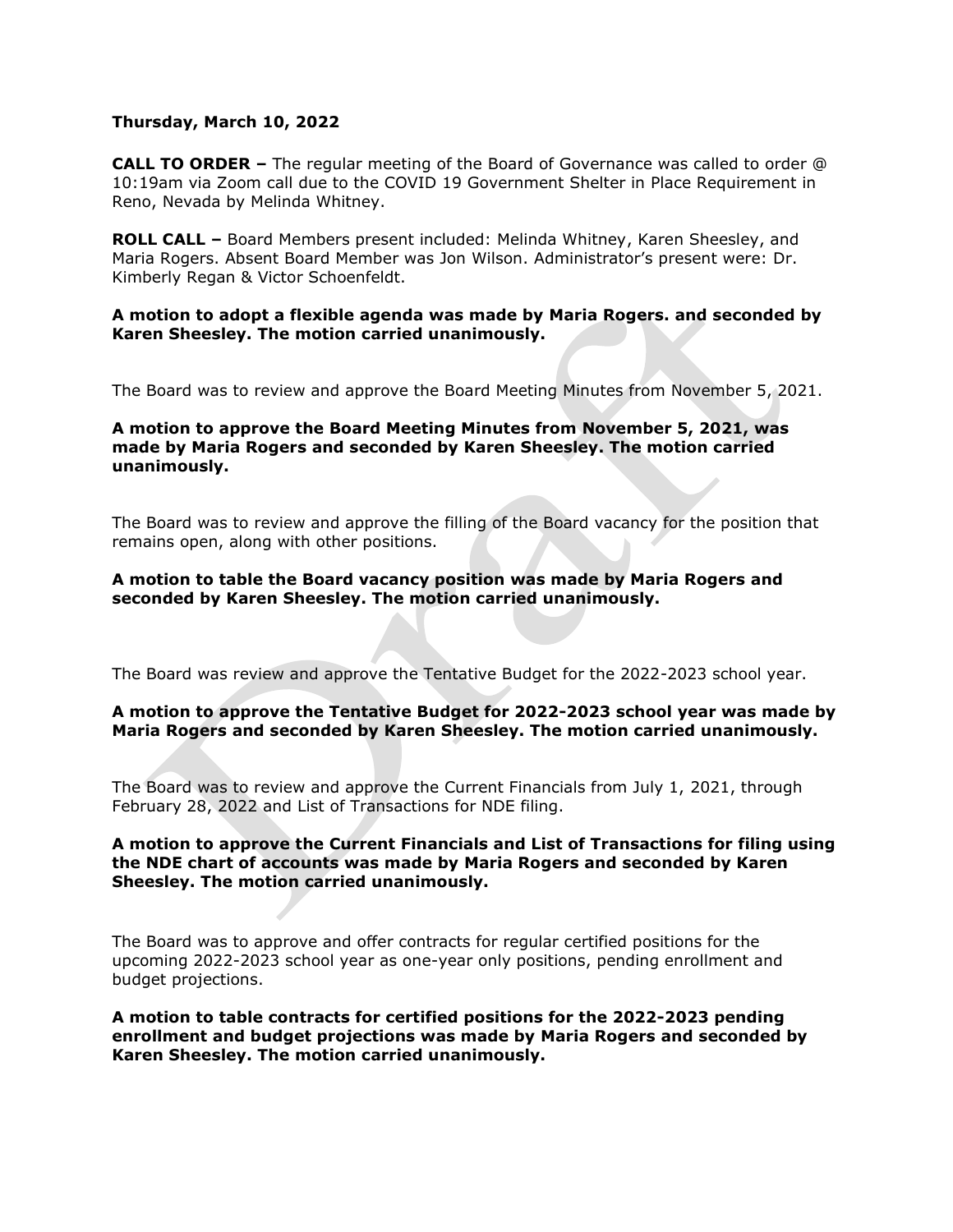**Thursday, March 10, 2022**

**CALL TO ORDER –** The regular meeting of the Board of Governance was called to order @ 10:19am via Zoom call due to the COVID 19 Government Shelter in Place Requirement in Reno, Nevada by Melinda Whitney.

**ROLL CALL –** Board Members present included: Melinda Whitney, Karen Sheesley, and Maria Rogers. Absent Board Member was Jon Wilson. Administrator's present were: Dr. Kimberly Regan & Victor Schoenfeldt.

**A motion to adopt a flexible agenda was made by Maria Rogers. and seconded by Karen Sheesley. The motion carried unanimously.**

The Board was to review and approve the Board Meeting Minutes from November 5, 2021.

**A motion to approve the Board Meeting Minutes from November 5, 2021, was made by Maria Rogers and seconded by Karen Sheesley. The motion carried unanimously.**

The Board was to review and approve the filling of the Board vacancy for the position that remains open, along with other positions.

**A motion to table the Board vacancy position was made by Maria Rogers and seconded by Karen Sheesley. The motion carried unanimously.**

The Board was review and approve the Tentative Budget for the 2022-2023 school year.

**A motion to approve the Tentative Budget for 2022-2023 school year was made by Maria Rogers and seconded by Karen Sheesley. The motion carried unanimously.**

The Board was to review and approve the Current Financials from July 1, 2021, through February 28, 2022 and List of Transactions for NDE filing.

**A motion to approve the Current Financials and List of Transactions for filing using the NDE chart of accounts was made by Maria Rogers and seconded by Karen Sheesley. The motion carried unanimously.**

The Board was to approve and offer contracts for regular certified positions for the upcoming 2022-2023 school year as one-year only positions, pending enrollment and budget projections.

**A motion to table contracts for certified positions for the 2022-2023 pending enrollment and budget projections was made by Maria Rogers and seconded by Karen Sheesley. The motion carried unanimously.**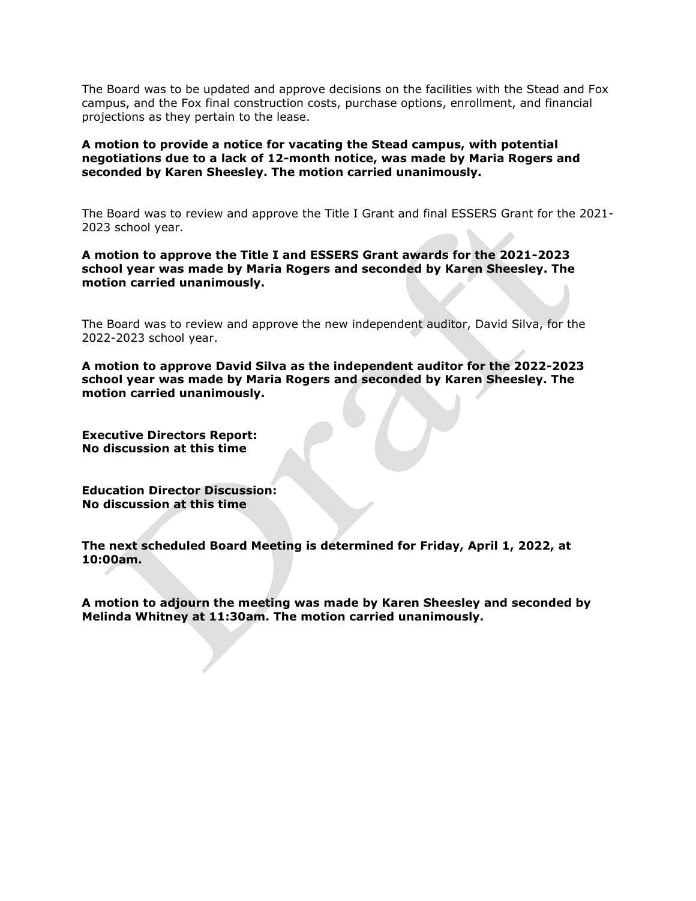The Board was to be updated and approve decisions on the facilities with the Stead and Fox campus, and the Fox final construction costs, purchase options, enrollment, and financial projections as they pertain to the lease.

**A motion to provide a notice for vacating the Stead campus, with potential negotiations due to a lack of 12-month notice, was made by Maria Rogers and seconded by Karen Sheesley. The motion carried unanimously.**

The Board was to review and approve the Title I Grant and final ESSERS Grant for the 2021-2023 school year.

**A motion to approve the Title I and ESSERS Grant awards for the 2021-2023 school year was made by Maria Rogers and seconded by Karen Sheesley. The motion carried unanimously.**

The Board was to review and approve the new independent auditor, David Silva, for the 2022-2023 school year.

**A motion to approve David Silva as the independent auditor for the 2022-2023 school year was made by Maria Rogers and seconded by Karen Sheesley. The motion carried unanimously.**

**Executive Directors Report:**
**No discussion at this time**

**Education Director Discussion:**
**No discussion at this time**

**The next scheduled Board Meeting is determined for Friday, April 1, 2022, at 10:00am.**

**A motion to adjourn the meeting was made by Karen Sheesley and seconded by Melinda Whitney at 11:30am. The motion carried unanimously.**